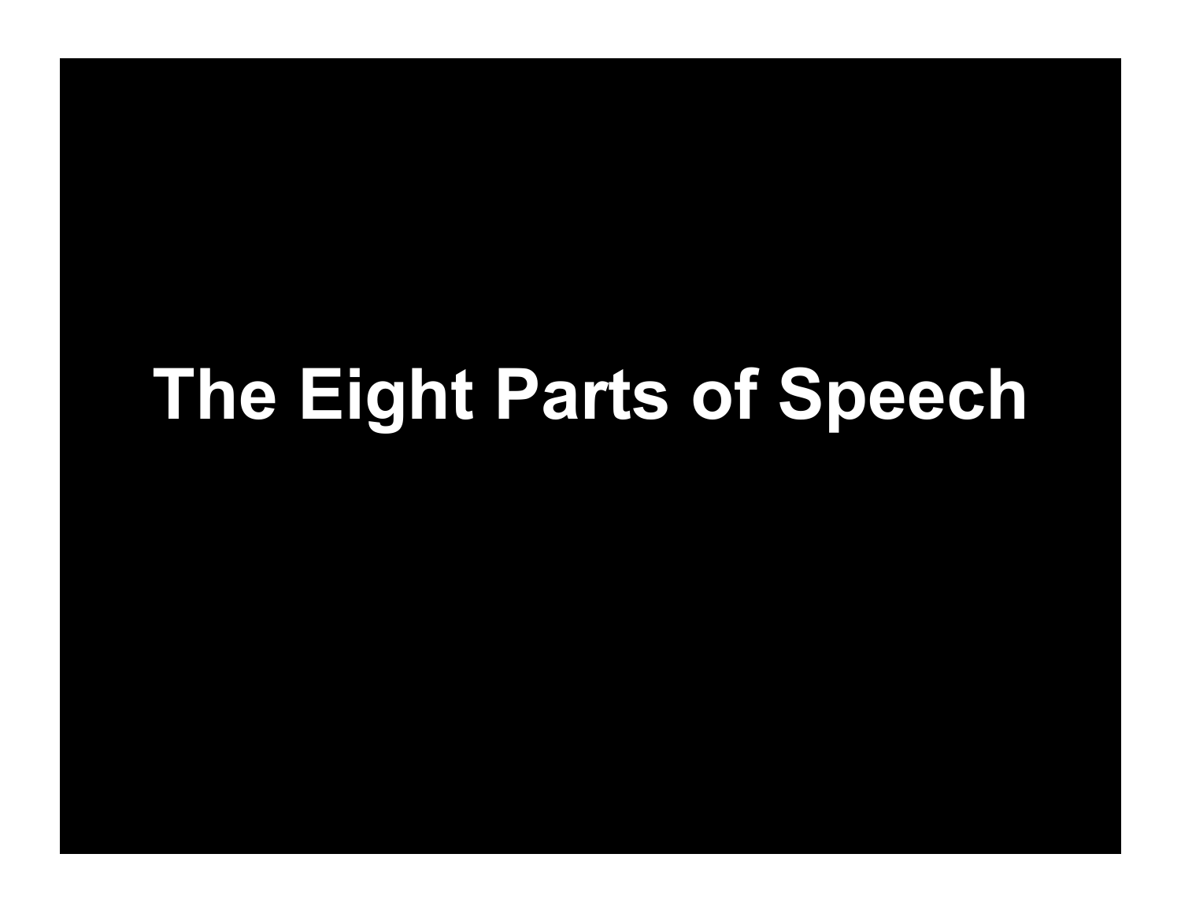# The Eight Parts of Speech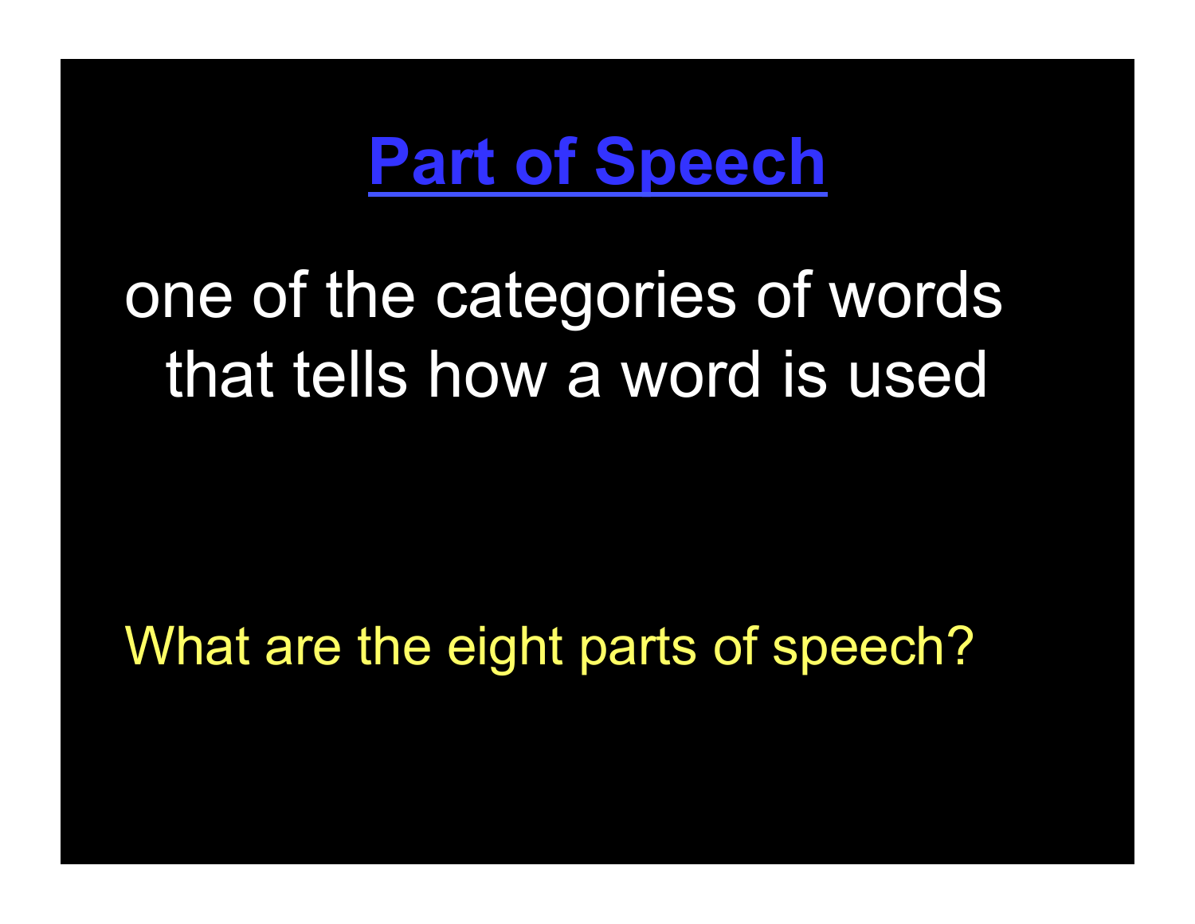# Part of Speech

one of the categories of words that tells how a word is used

What are the eight parts of speech?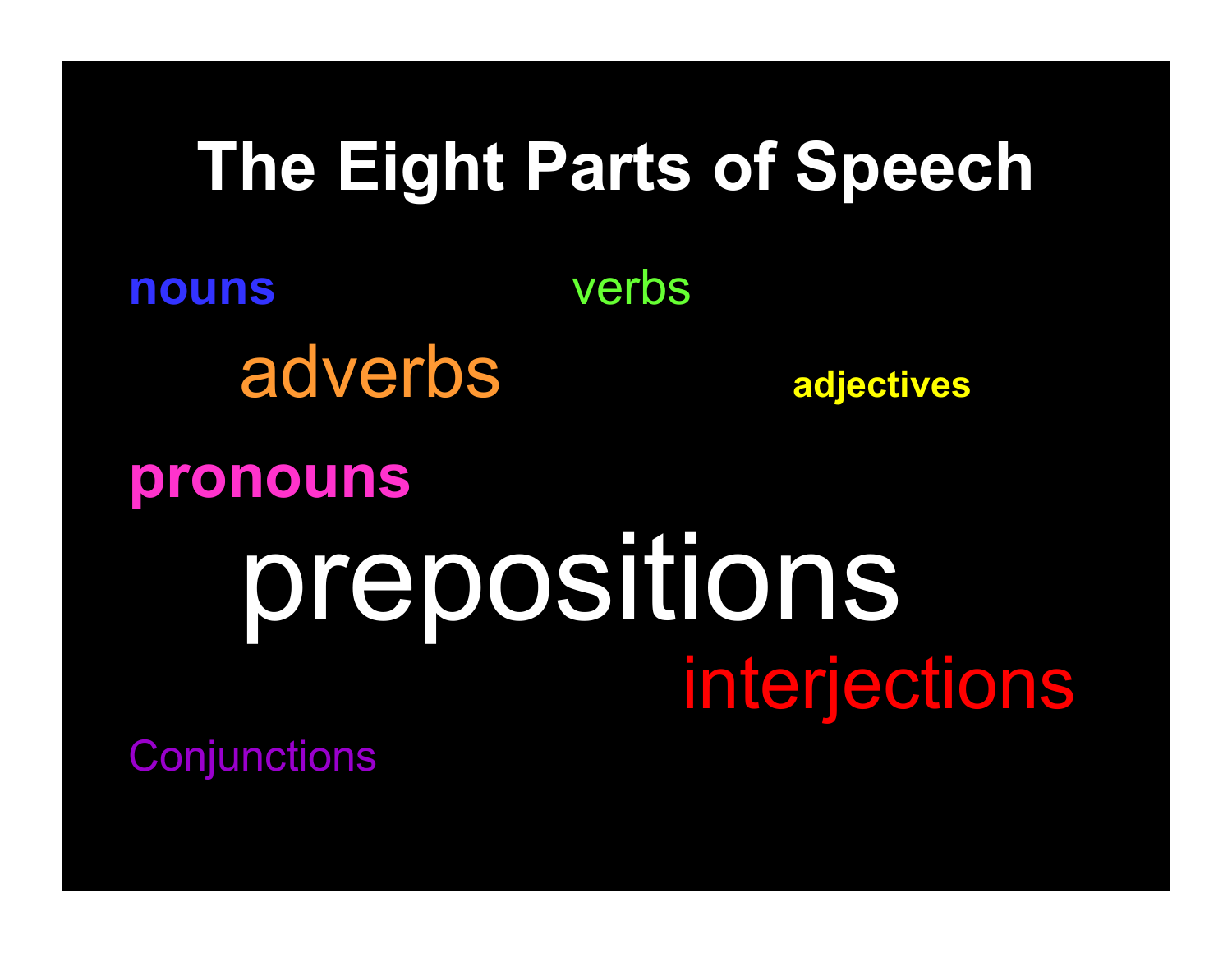# The Eight Parts of Speech

**nouns**

verbs

adverbs

**adjectives**

**pronouns**

prepositions

interjections

Conjunctions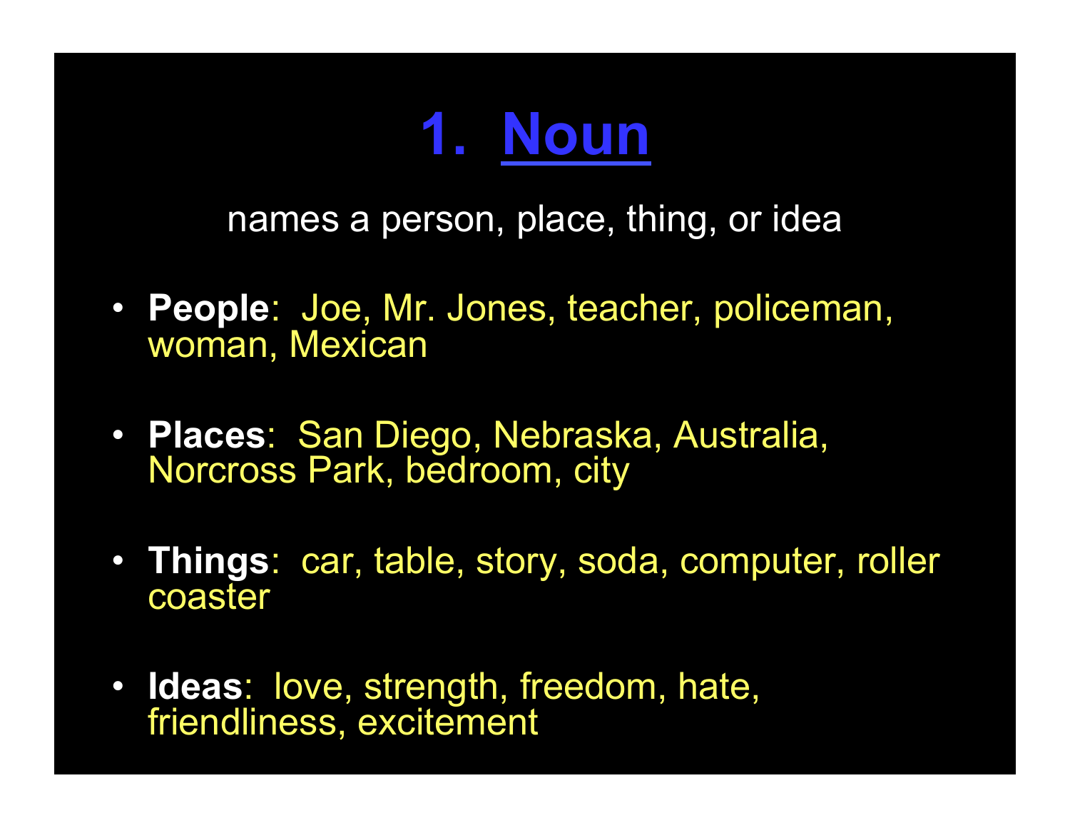# 1. Noun

names a person, place, thing, or idea

- **People**: Joe, Mr. Jones, teacher, policeman, woman, Mexican
- **Places**: San Diego, Nebraska, Australia, Norcross Park, bedroom, city
- **Things**: car, table, story, soda, computer, roller coaster
- **Ideas**: love, strength, freedom, hate, friendliness, excitement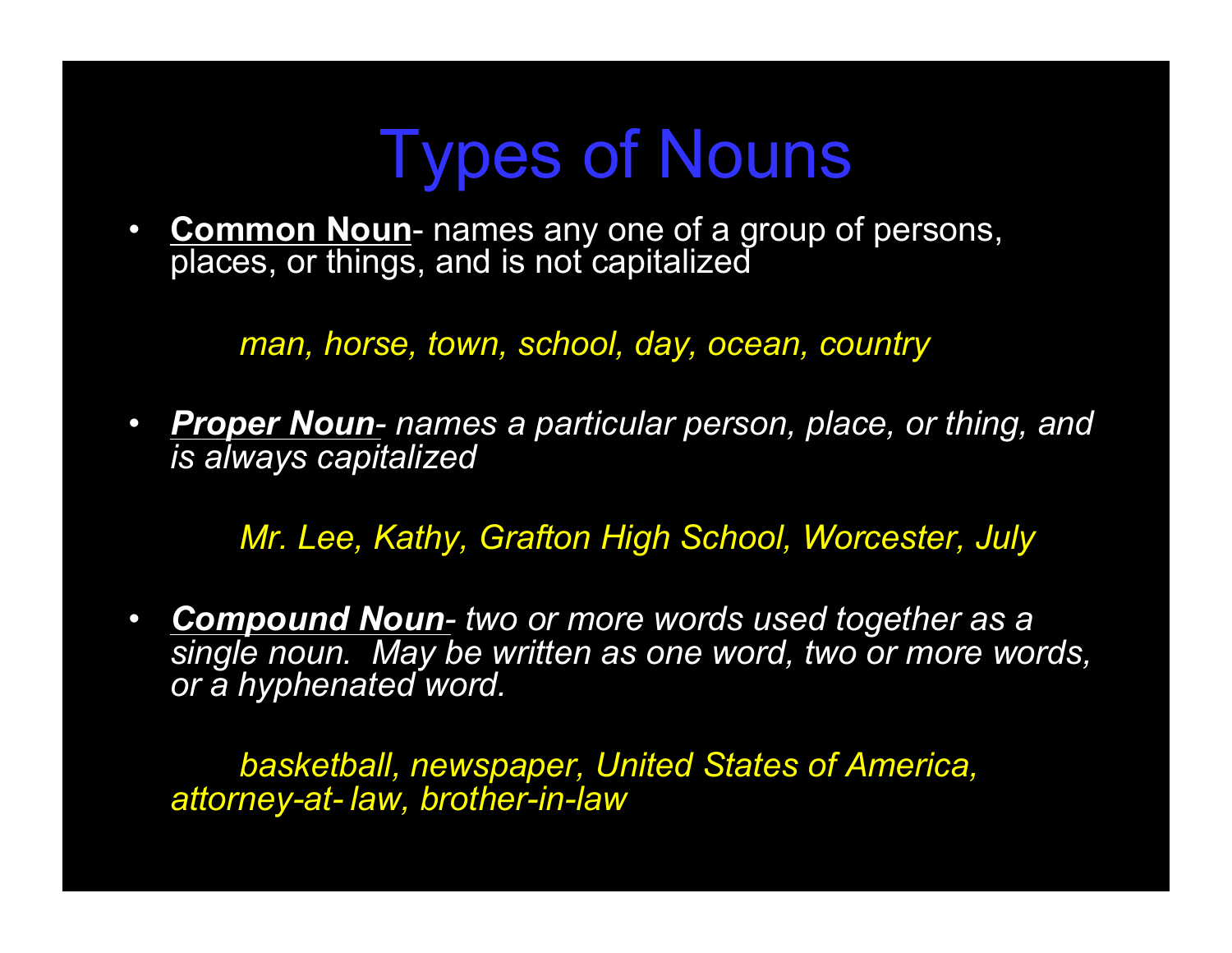# Types of Nouns

- **<u>Common Noun</u>**- names any one of a group of persons, places, or things, and is not capitalized

  *man, horse, town, school, day, ocean, country*

- ***<u>Proper Noun</u>**- names a particular person, place, or thing, and is always capitalized*

  *Mr. Lee, Kathy, Grafton High School, Worcester, July*

- ***<u>Compound Noun</u>**- two or more words used together as a single noun. May be written as one word, two or more words, or a hyphenated word.*

  *basketball, newspaper, United States of America, attorney-at- law, brother-in-law*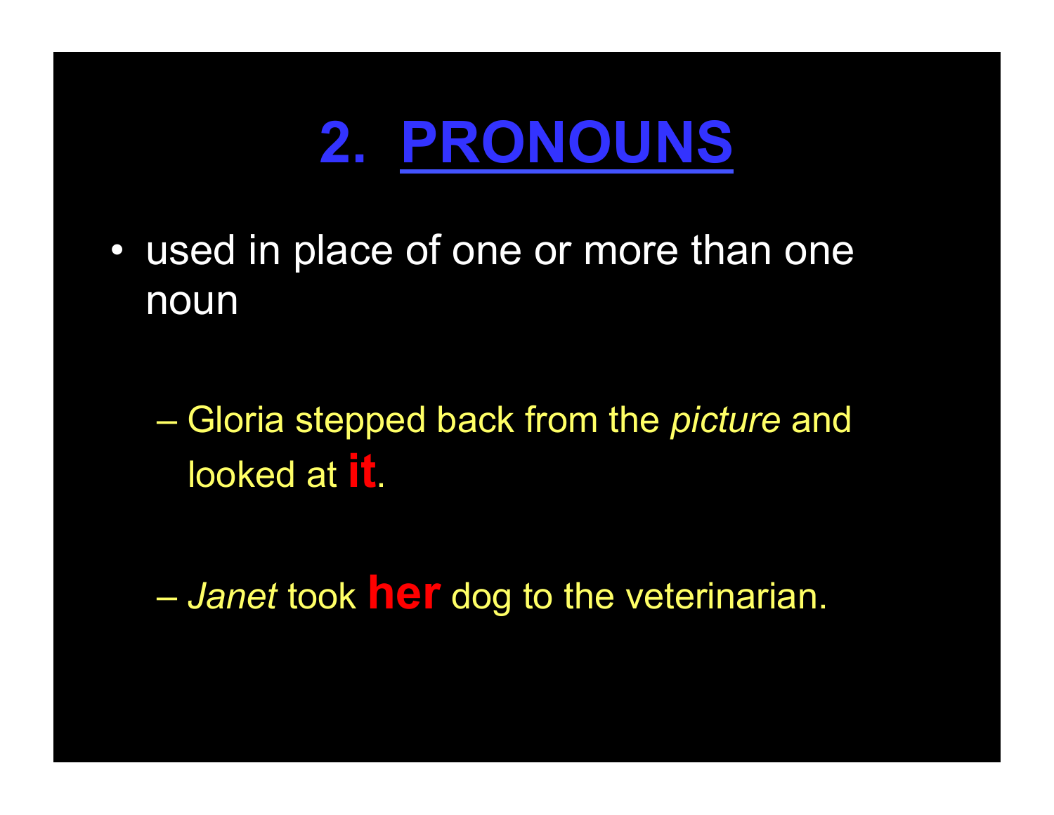# 2. PRONOUNS

- used in place of one or more than one noun
  - Gloria stepped back from the *picture* and looked at **it**.
  - *Janet* took **her** dog to the veterinarian.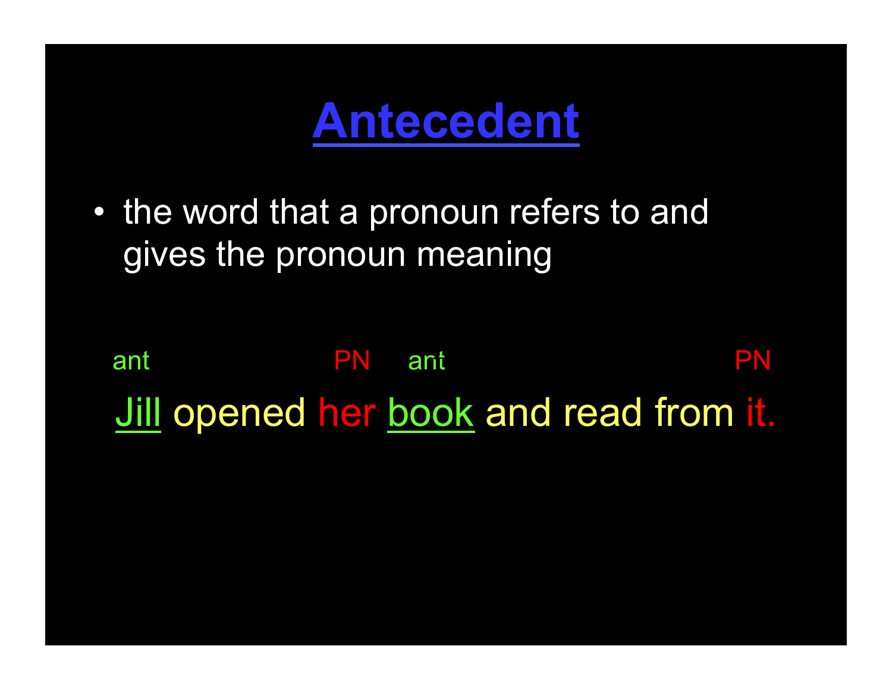# Antecedent

- the word that a pronoun refers to and gives the pronoun meaning

ant PN ant PN

Jill opened her book and read from it.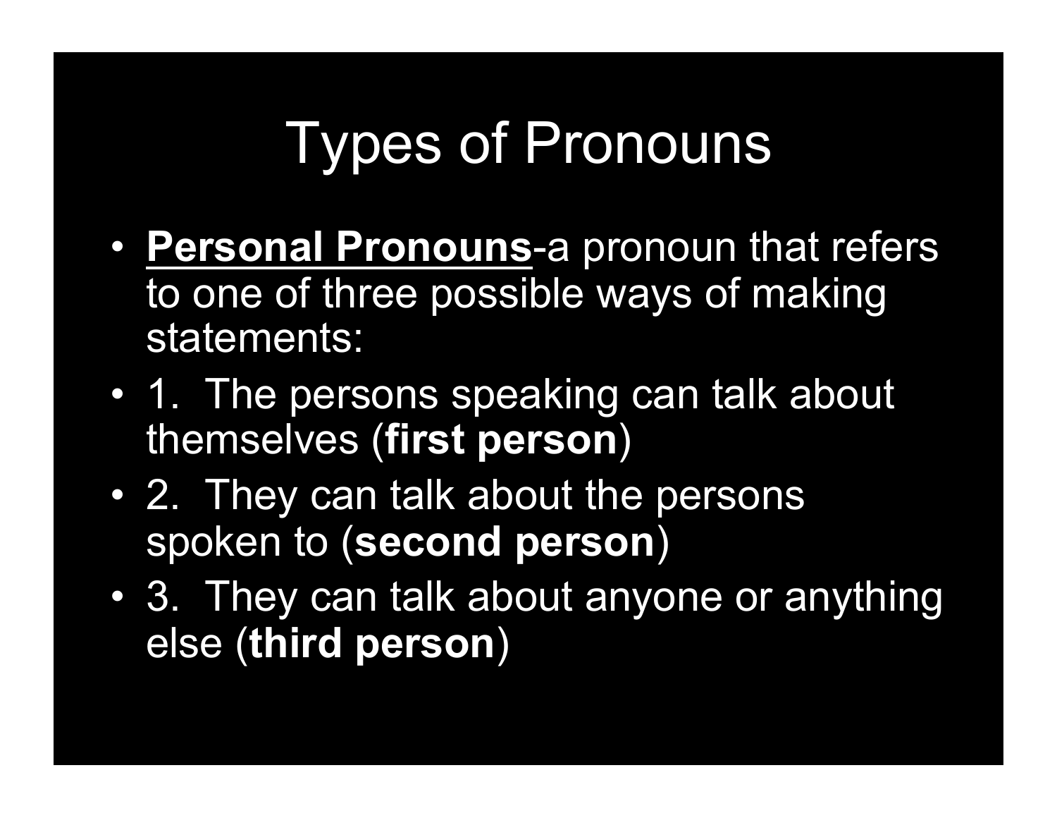# Types of Pronouns

- **<u>Personal Pronouns</u>**-a pronoun that refers to one of three possible ways of making statements:
- 1. The persons speaking can talk about themselves (**first person**)
- 2. They can talk about the persons spoken to (**second person**)
- 3. They can talk about anyone or anything else (**third person**)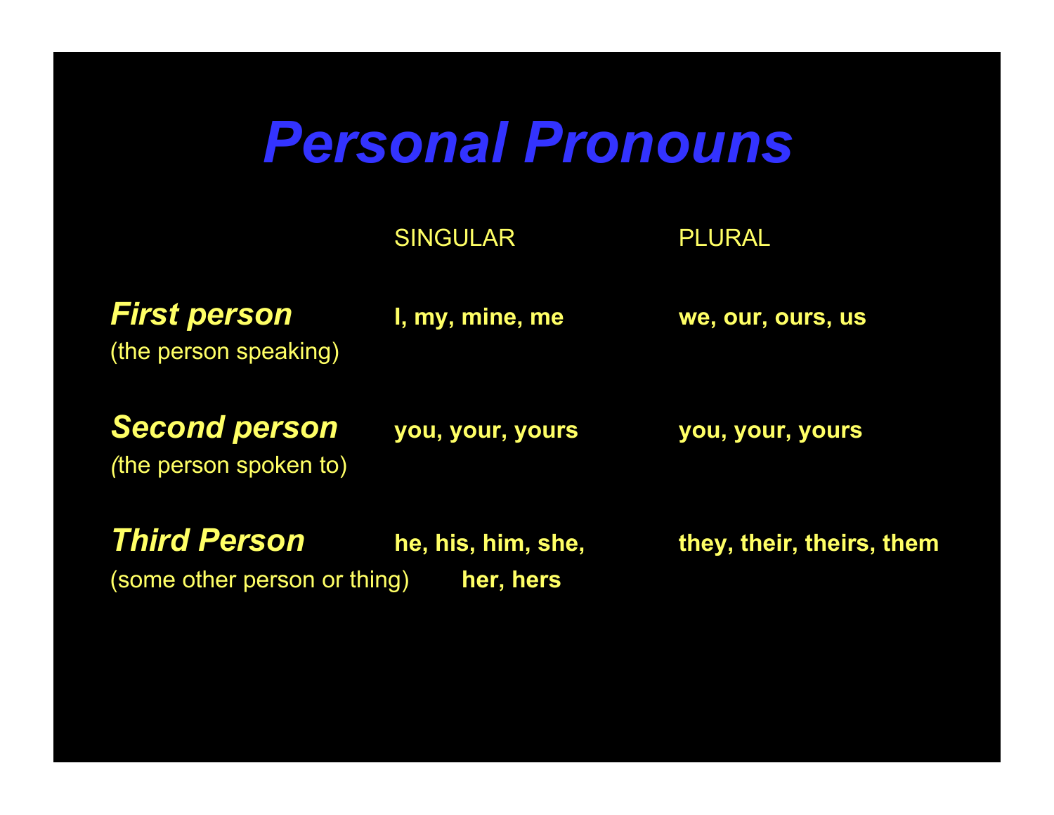# *Personal Pronouns*

| | SINGULAR | PLURAL |
|---|---|---|
| ***First person*** (the person speaking) | **I, my, mine, me** | **we, our, ours, us** |
| ***Second person*** (the person spoken to) | **you, your, yours** | **you, your, yours** |
| ***Third Person*** (some other person or thing) | **he, his, him, she, her, hers** | **they, their, theirs, them** |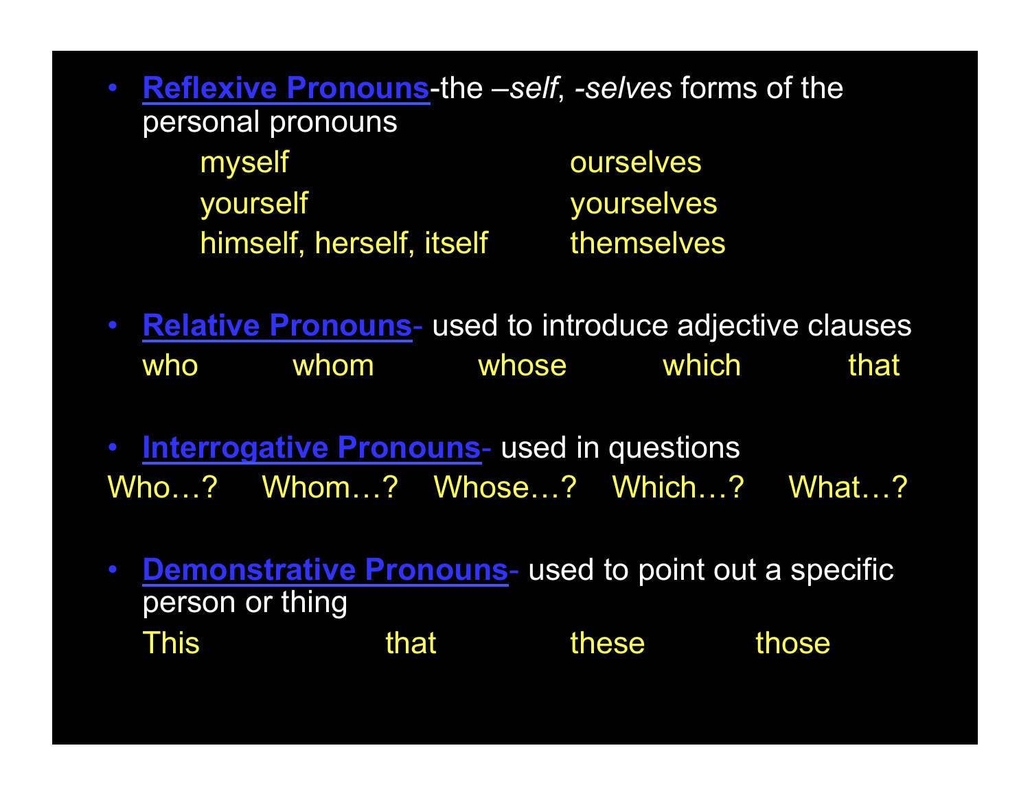- **Reflexive Pronouns**-the –*self*, *-selves* forms of the personal pronouns

  myself ourselves
  yourself yourselves
  himself, herself, itself themselves

- **Relative Pronouns**- used to introduce adjective clauses

  who whom whose which that

- **Interrogative Pronouns**- used in questions

Who…? Whom…? Whose…? Which…? What…?

- **Demonstrative Pronouns**- used to point out a specific person or thing

  This that these those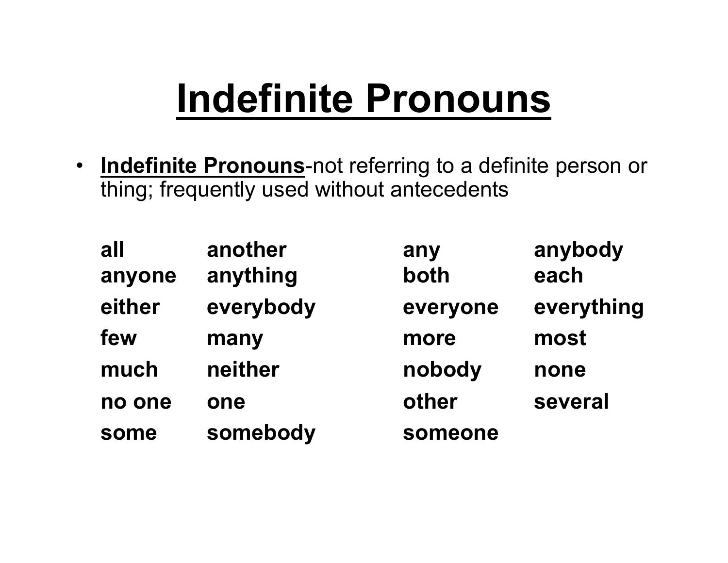# Indefinite Pronouns

- **Indefinite Pronouns**-not referring to a definite person or thing; frequently used without antecedents

| | | | |
|---|---|---|---|
| **all** | **another** | **any** | **anybody** |
| **anyone** | **anything** | **both** | **each** |
| **either** | **everybody** | **everyone** | **everything** |
| **few** | **many** | **more** | **most** |
| **much** | **neither** | **nobody** | **none** |
| **no one** | **one** | **other** | **several** |
| **some** | **somebody** | **someone** | |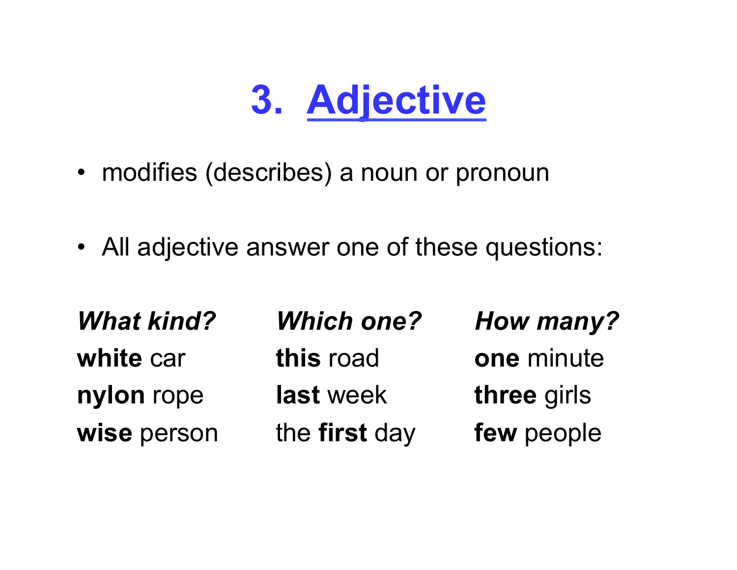# 3. Adjective

- modifies (describes) a noun or pronoun

- All adjective answer one of these questions:

| *What kind?* | *Which one?* | *How many?* |
| --- | --- | --- |
| **white** car | **this** road | **one** minute |
| **nylon** rope | **last** week | **three** girls |
| **wise** person | the **first** day | **few** people |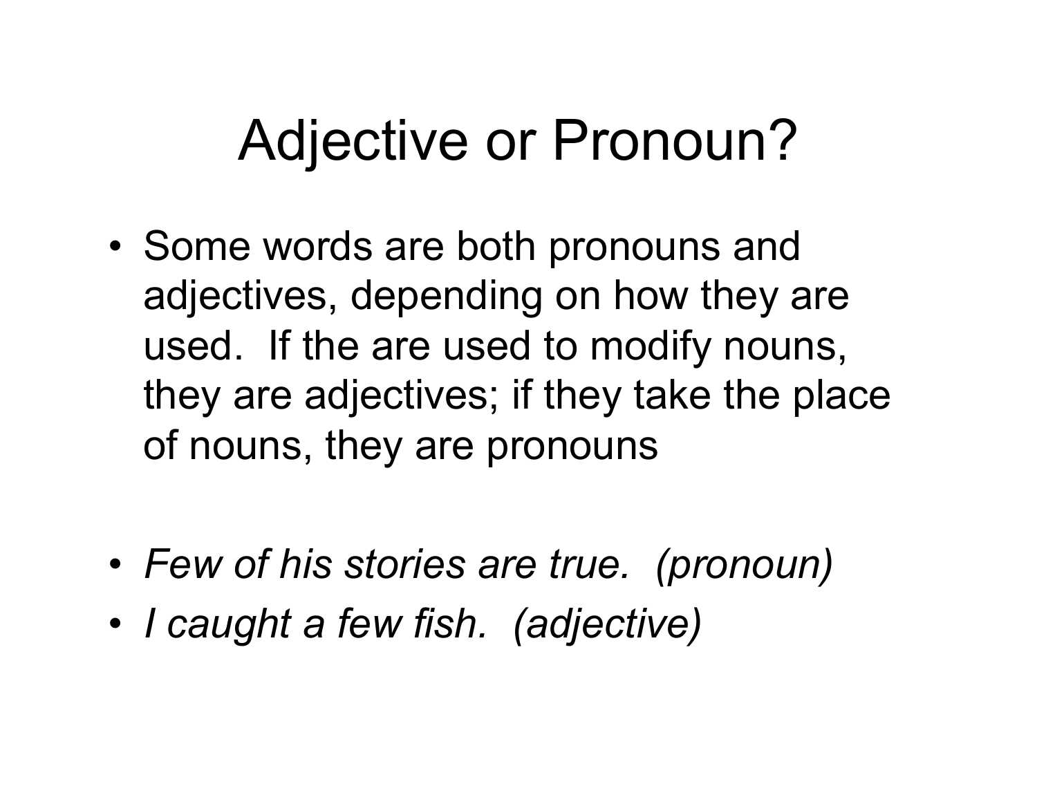# Adjective or Pronoun?

- Some words are both pronouns and adjectives, depending on how they are used. If the are used to modify nouns, they are adjectives; if they take the place of nouns, they are pronouns

- *Few of his stories are true. (pronoun)*
- *I caught a few fish. (adjective)*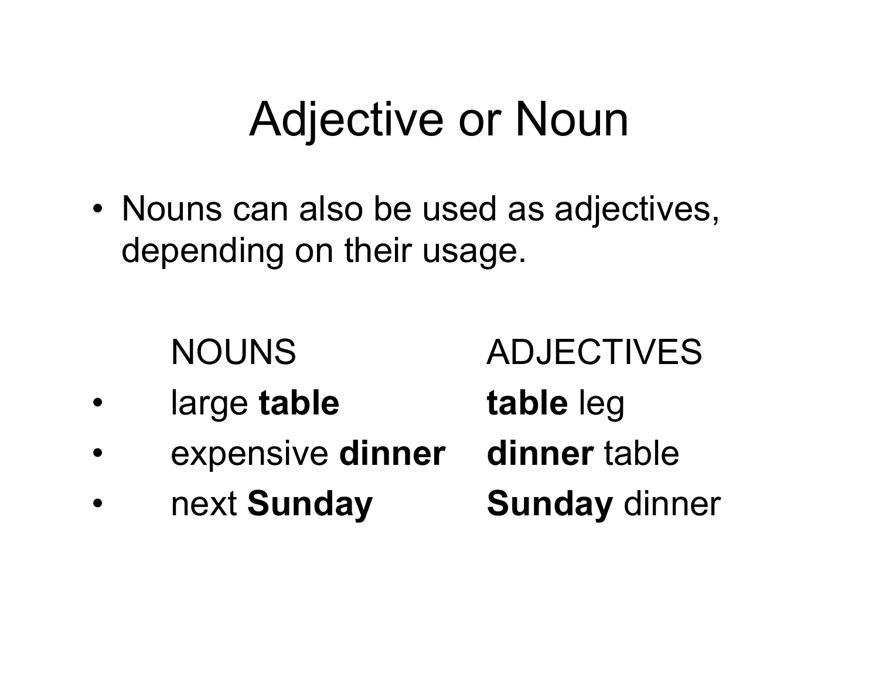# Adjective or Noun

- Nouns can also be used as adjectives, depending on their usage.

| NOUNS | ADJECTIVES |
|---|---|
| large **table** | **table** leg |
| expensive **dinner** | **dinner** table |
| next **Sunday** | **Sunday** dinner |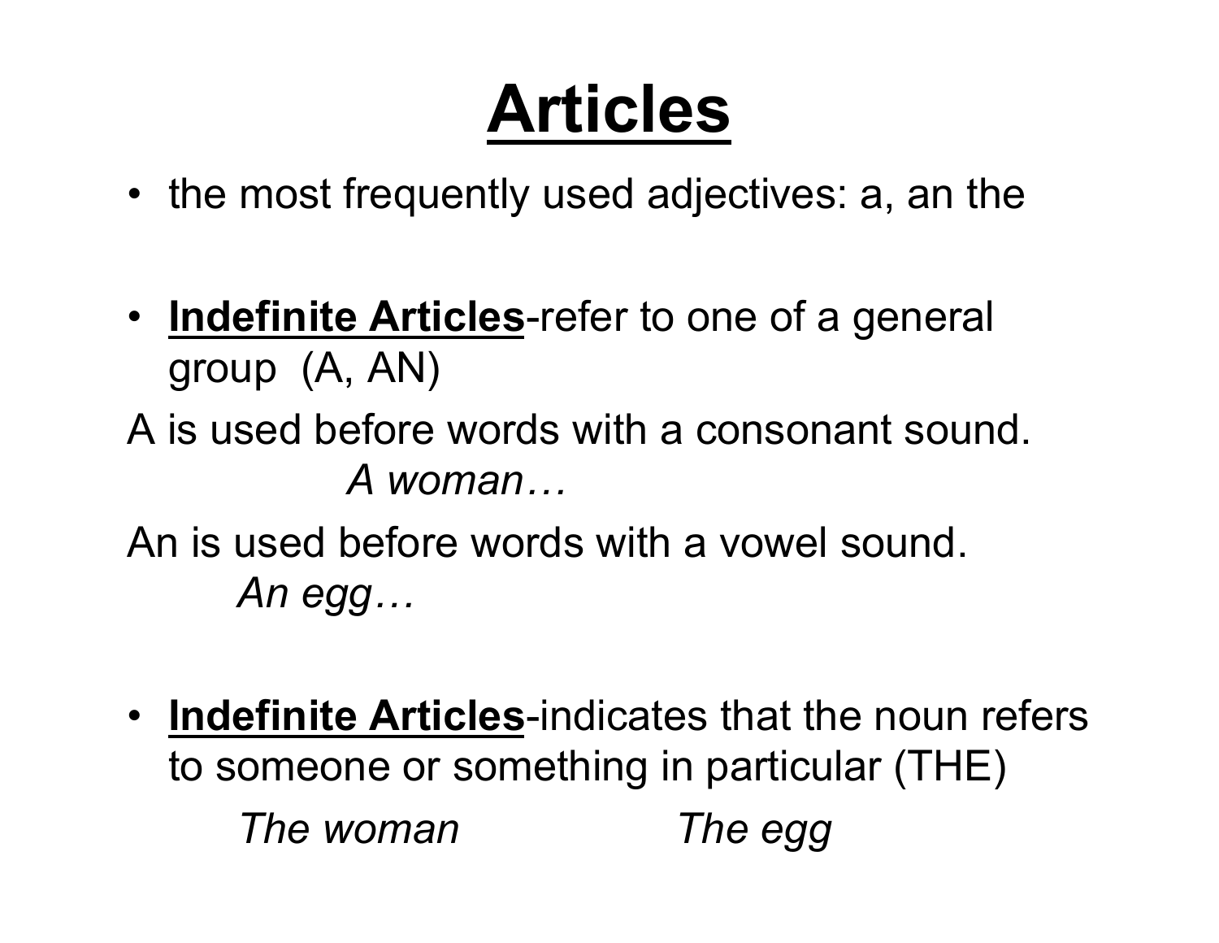# Articles

- the most frequently used adjectives: a, an the

- **Indefinite Articles**-refer to one of a general group (A, AN)

A is used before words with a consonant sound.

*A woman…*

An is used before words with a vowel sound.

*An egg…*

- **Indefinite Articles**-indicates that the noun refers to someone or something in particular (THE)

*The woman* *The egg*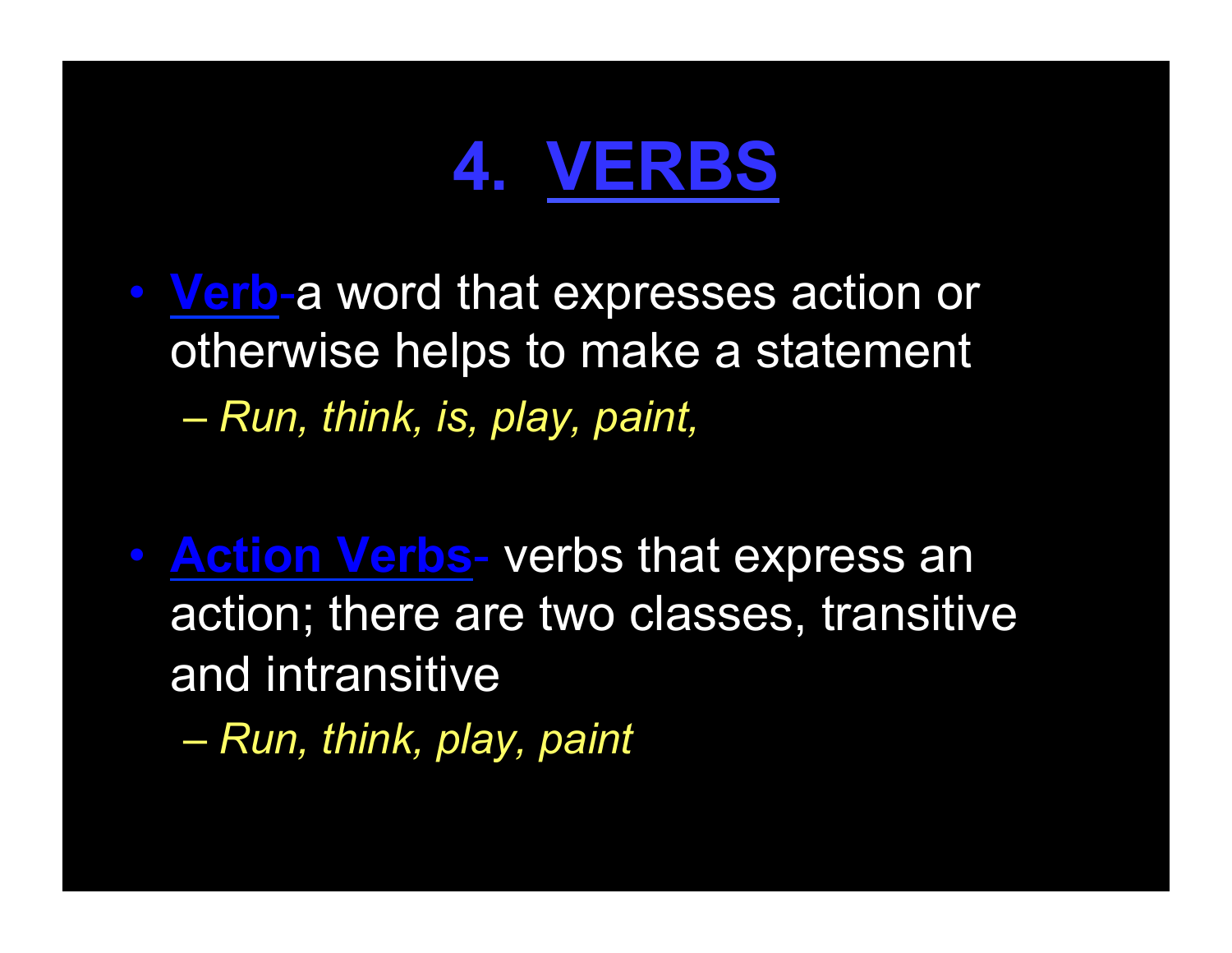# 4. VERBS

- **Verb-**a word that expresses action or otherwise helps to make a statement
  - *Run, think, is, play, paint,*

- **Action Verbs-** verbs that express an action; there are two classes, transitive and intransitive
  - *Run, think, play, paint*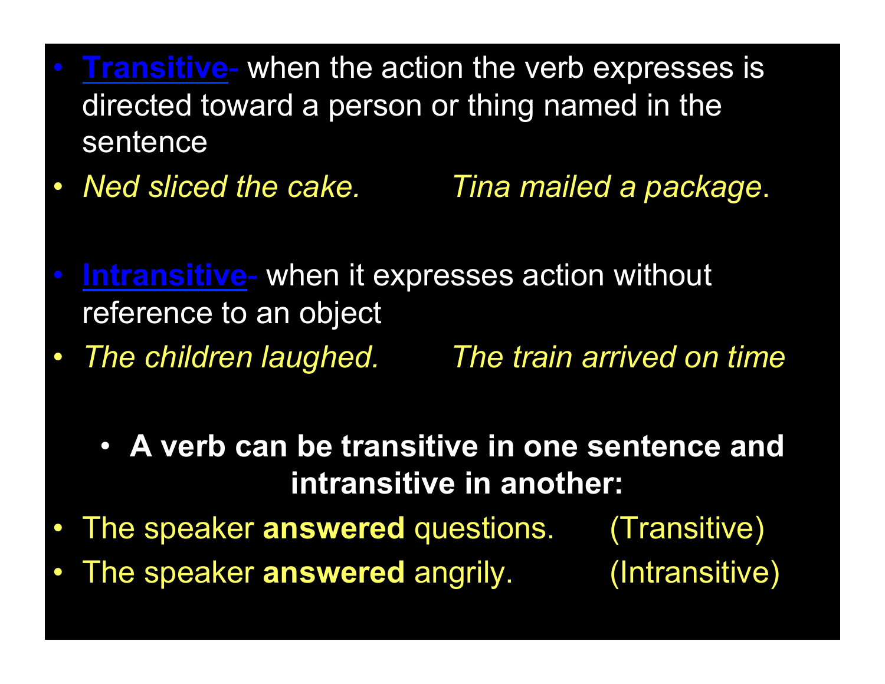- **Transitive-** when the action the verb expresses is directed toward a person or thing named in the sentence
- *Ned sliced the cake.* *Tina mailed a package*.

- **Intransitive-** when it expresses action without reference to an object
- *The children laughed.* *The train arrived on time*

  - **A verb can be transitive in one sentence and intransitive in another:**

- The speaker **answered** questions. (Transitive)
- The speaker **answered** angrily. (Intransitive)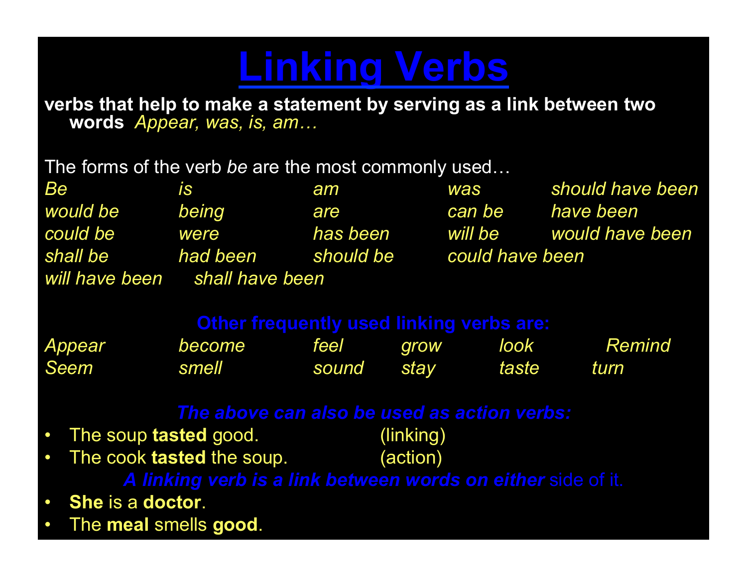# Linking Verbs

**verbs that help to make a statement by serving as a link between two words** *Appear, was, is, am…*

The forms of the verb *be* are the most commonly used…

| | | | | |
|---|---|---|---|---|
| *Be* | *is* | *am* | *was* | *should have been* |
| *would be* | *being* | *are* | *can be* | *have been* |
| *could be* | *were* | *has been* | *will be* | *would have been* |
| *shall be* | *had been* | *should be* | *could have been* | |
| *will have been* | *shall have been* | | | |

**Other frequently used linking verbs are:**

| | | | | | |
|---|---|---|---|---|---|
| *Appear* | *become* | *feel* | *grow* | *look* | *Remind* |
| *Seem* | *smell* | *sound* | *stay* | *taste* | *turn* |

***The above can also be used as action verbs:***

- The soup **tasted** good. (linking)
- The cook **tasted** the soup. (action)

***A linking verb is a link between words on either*** side of it.

- **She** is a **doctor**.
- The **meal** smells **good**.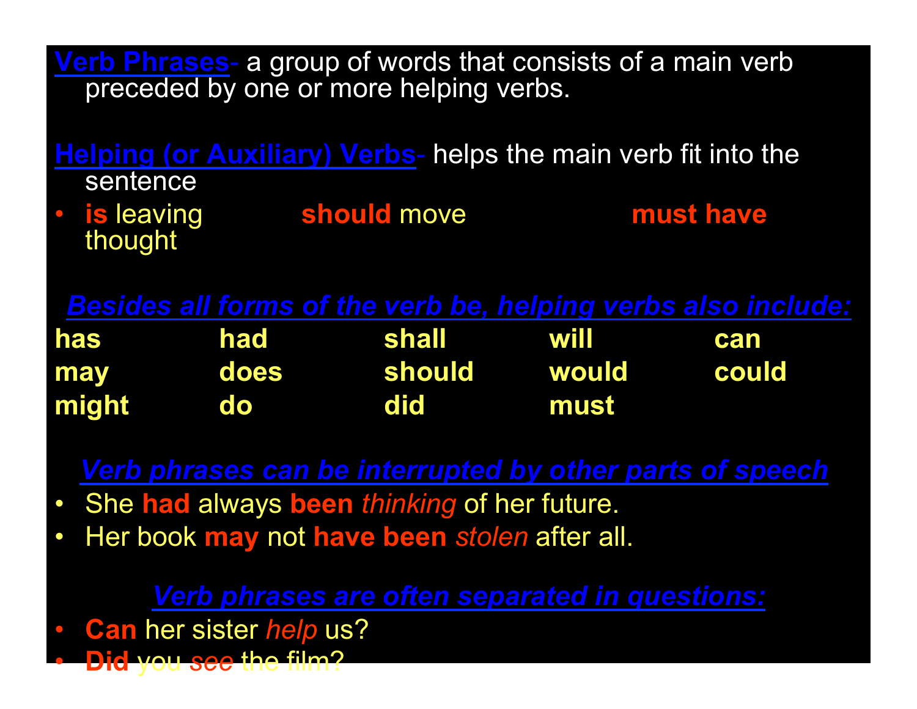**Verb Phrases**- a group of words that consists of a main verb preceded by one or more helping verbs.

**Helping (or Auxiliary) Verbs**- helps the main verb fit into the sentence

- **is** leaving **should** move **must have** thought

***Besides all forms of the verb be, helping verbs also include:***

| | | | | |
|---|---|---|---|---|
| **has** | **had** | **shall** | **will** | **can** |
| **may** | **does** | **should** | **would** | **could** |
| **might** | **do** | **did** | **must** | |

***Verb phrases can be interrupted by other parts of speech***

- She **had** always **been** *thinking* of her future.
- Her book **may** not **have been** *stolen* after all.

***Verb phrases are often separated in questions:***

- **Can** her sister *help* us?
- **Did** you *see* the film?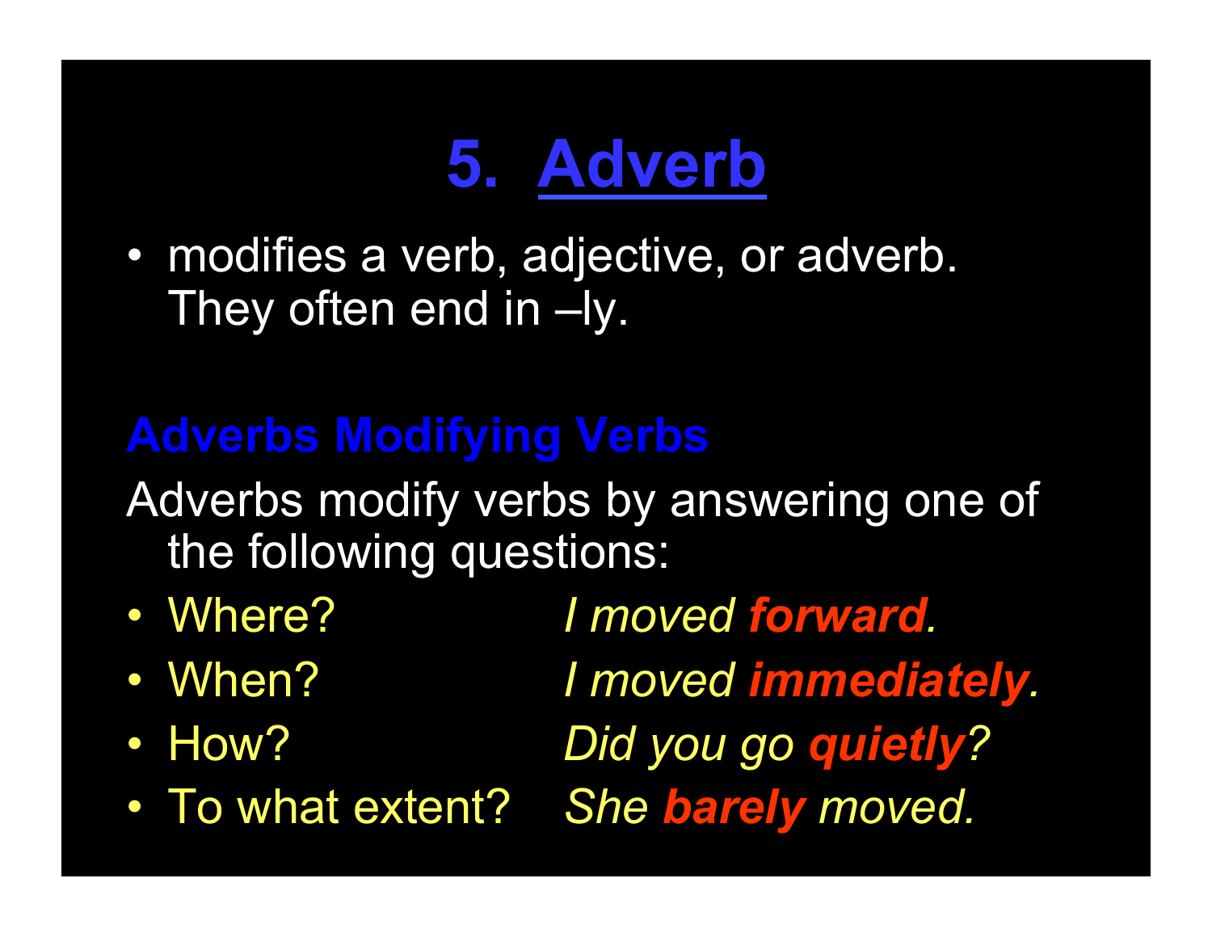# 5. Adverb

- modifies a verb, adjective, or adverb. They often end in –ly.

## Adverbs Modifying Verbs

Adverbs modify verbs by answering one of the following questions:

- Where? *I moved **forward.***
- When? *I moved **immediately**.*
- How? *Did you go **quietly**?*
- To what extent? *She **barely** moved.*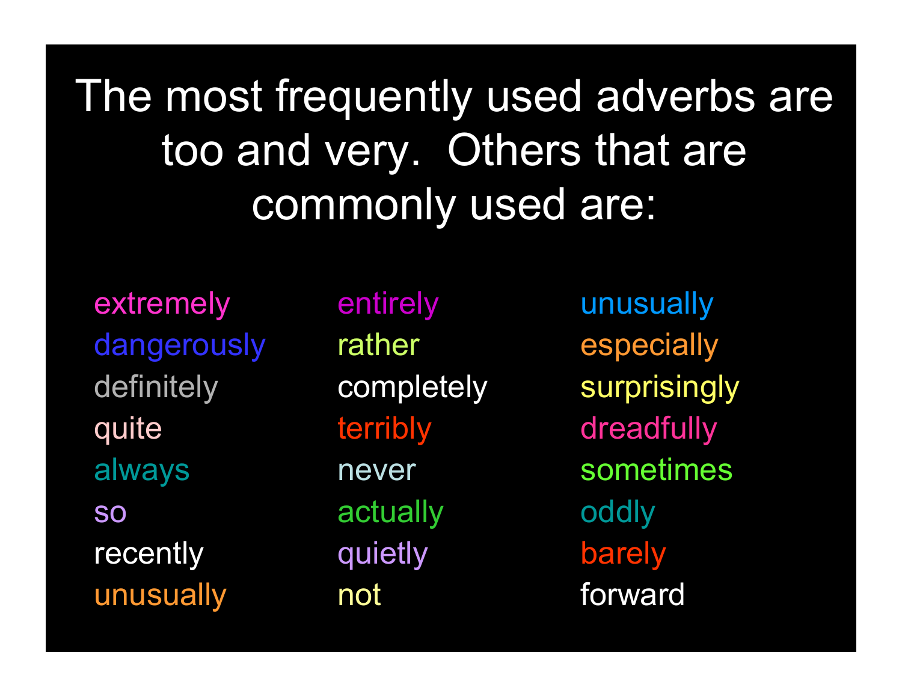# The most frequently used adverbs are too and very. Others that are commonly used are:

- extremely
- dangerously
- definitely
- quite
- always
- so
- recently
- unusually
- entirely
- rather
- completely
- terribly
- never
- actually
- quietly
- not
- unusually
- especially
- surprisingly
- dreadfully
- sometimes
- oddly
- barely
- forward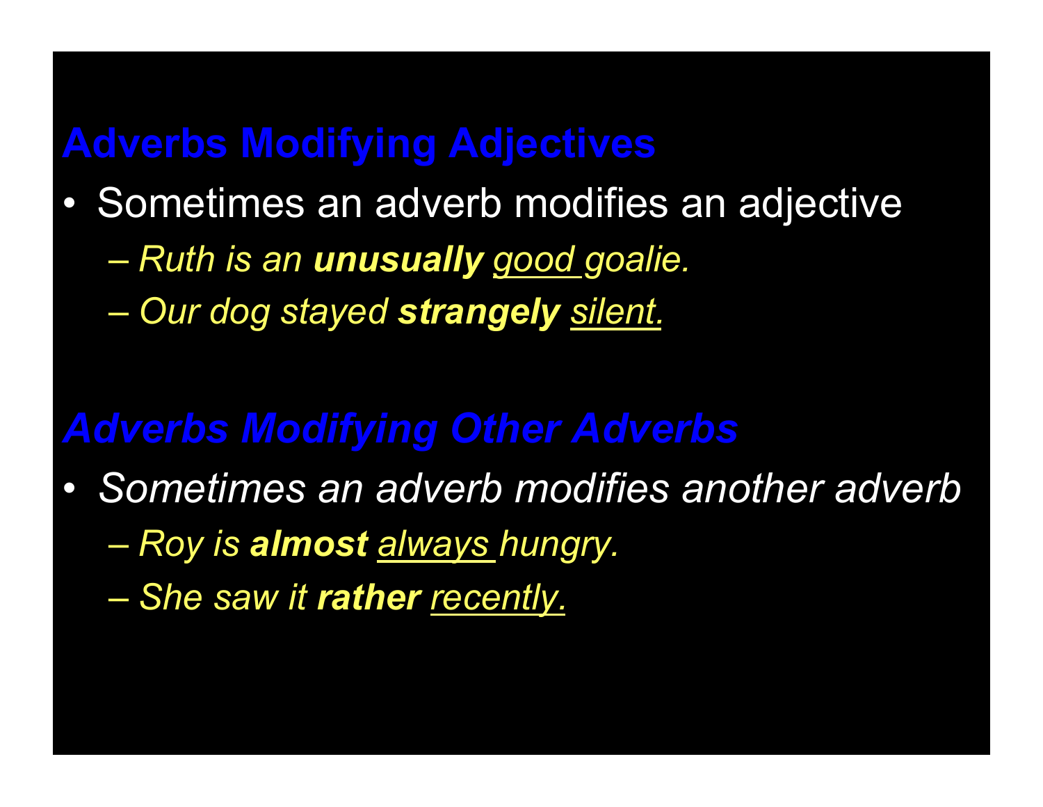## Adverbs Modifying Adjectives

- Sometimes an adverb modifies an adjective
  - *Ruth is an **unusually** <u>good</u> goalie.*
  - *Our dog stayed **strangely** <u>silent</u>.*

## *Adverbs Modifying Other Adverbs*

- *Sometimes an adverb modifies another adverb*
  - *Roy is **almost** <u>always</u> hungry.*
  - *She saw it **rather** <u>recently</u>.*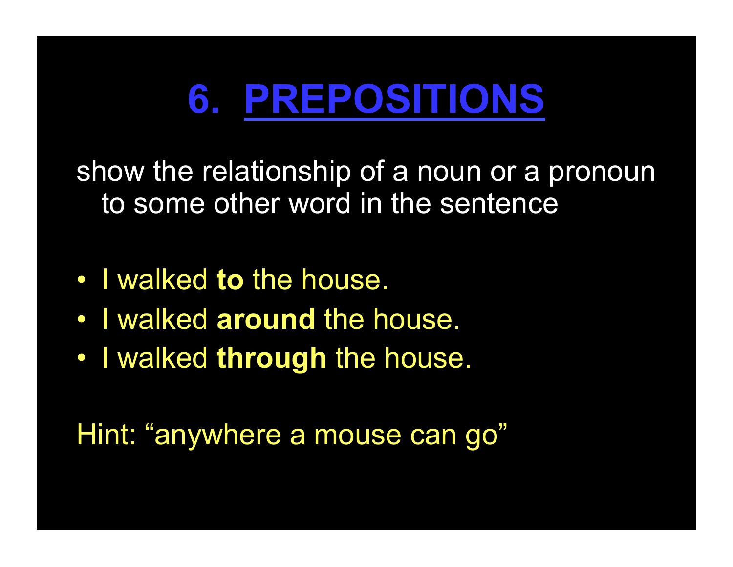# 6. PREPOSITIONS

show the relationship of a noun or a pronoun to some other word in the sentence

- I walked **to** the house.
- I walked **around** the house.
- I walked **through** the house.

Hint: "anywhere a mouse can go"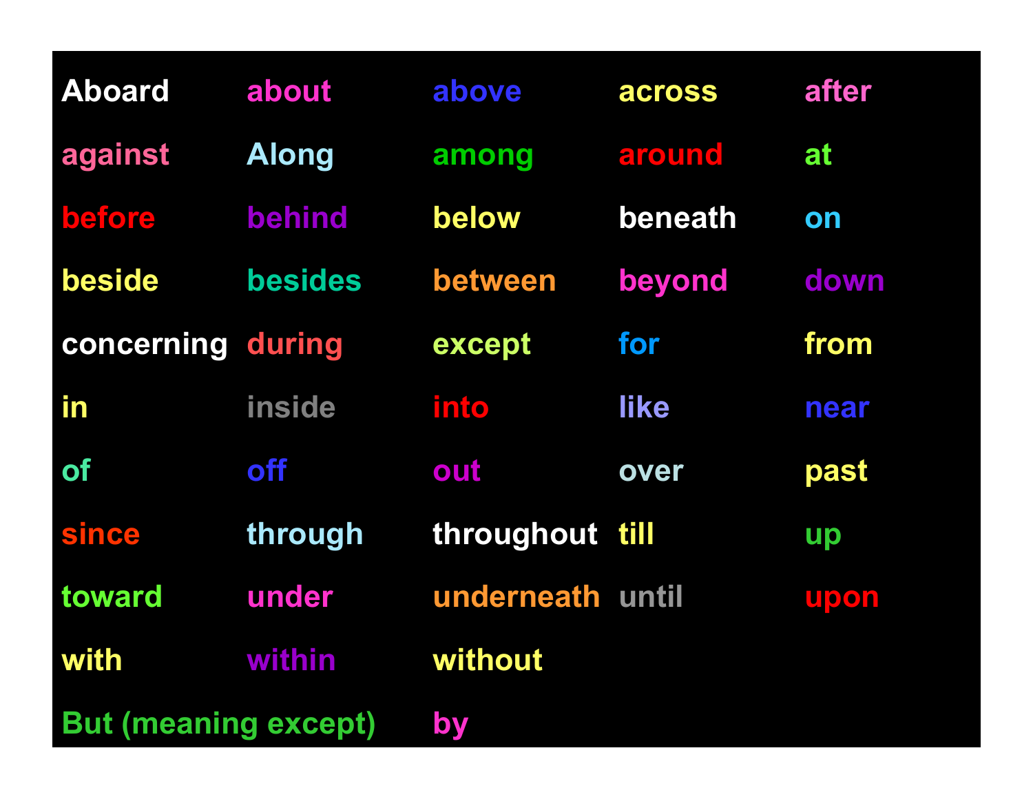| | | | | |
|---|---|---|---|---|
| Aboard | about | above | across | after |
| against | Along | among | around | at |
| before | behind | below | beneath | on |
| beside | besides | between | beyond | down |
| concerning | during | except | for | from |
| in | inside | into | like | near |
| of | off | out | over | past |
| since | through | throughout | till | up |
| toward | under | underneath | until | upon |
| with | within | without | | |
| But (meaning except) | | by | | |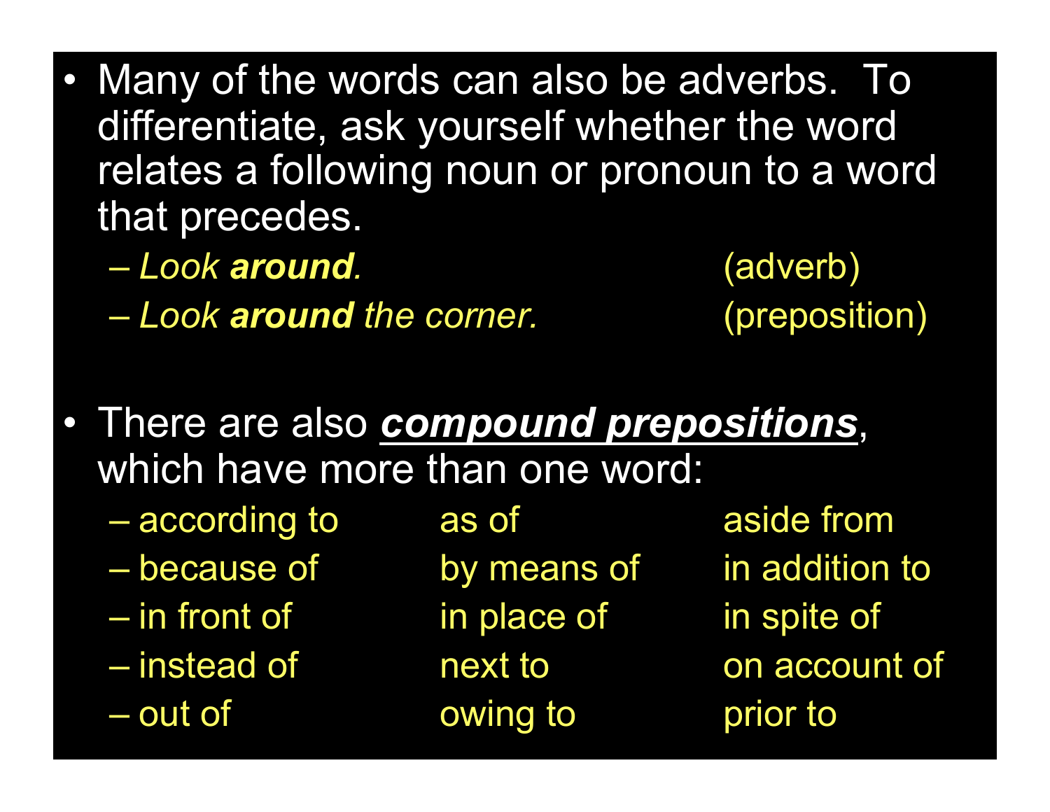- Many of the words can also be adverbs. To differentiate, ask yourself whether the word relates a following noun or pronoun to a word that precedes.
  - *Look **around**.* (adverb)
  - *Look **around** the corner.* (preposition)

- There are also ***compound prepositions***, which have more than one word:

| | | |
|---|---|---|
| according to | as of | aside from |
| because of | by means of | in addition to |
| in front of | in place of | in spite of |
| instead of | next to | on account of |
| out of | owing to | prior to |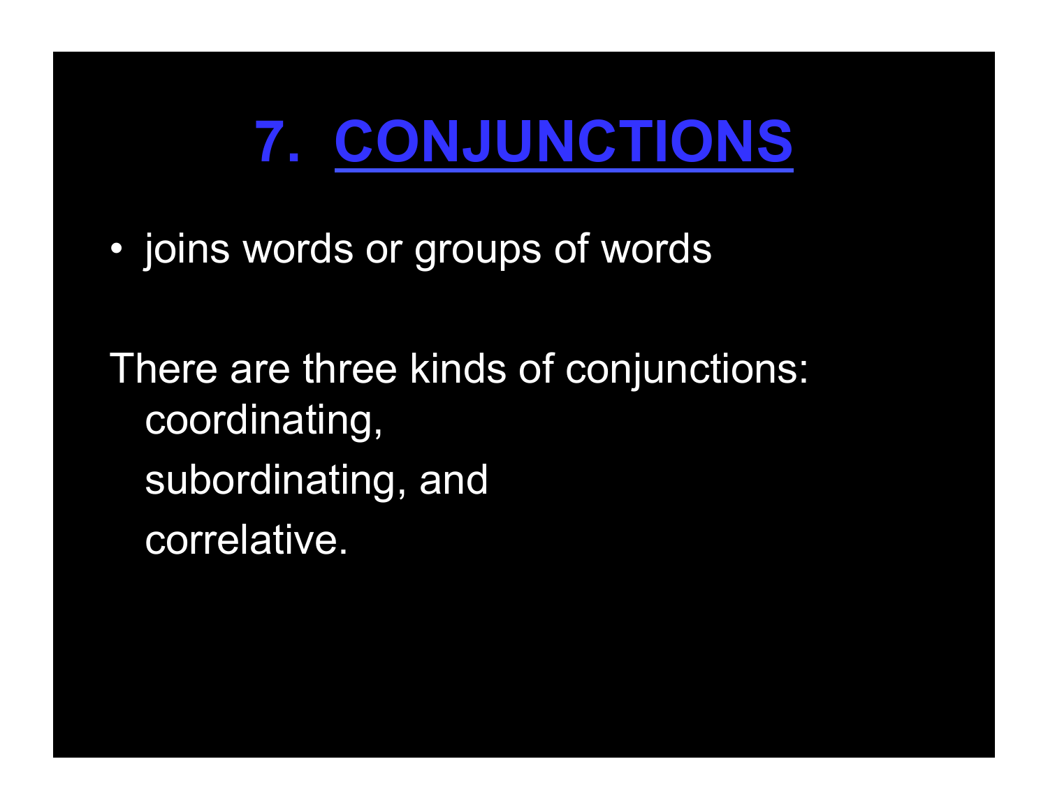# 7. CONJUNCTIONS

- joins words or groups of words

There are three kinds of conjunctions:
 coordinating,
 subordinating, and
 correlative.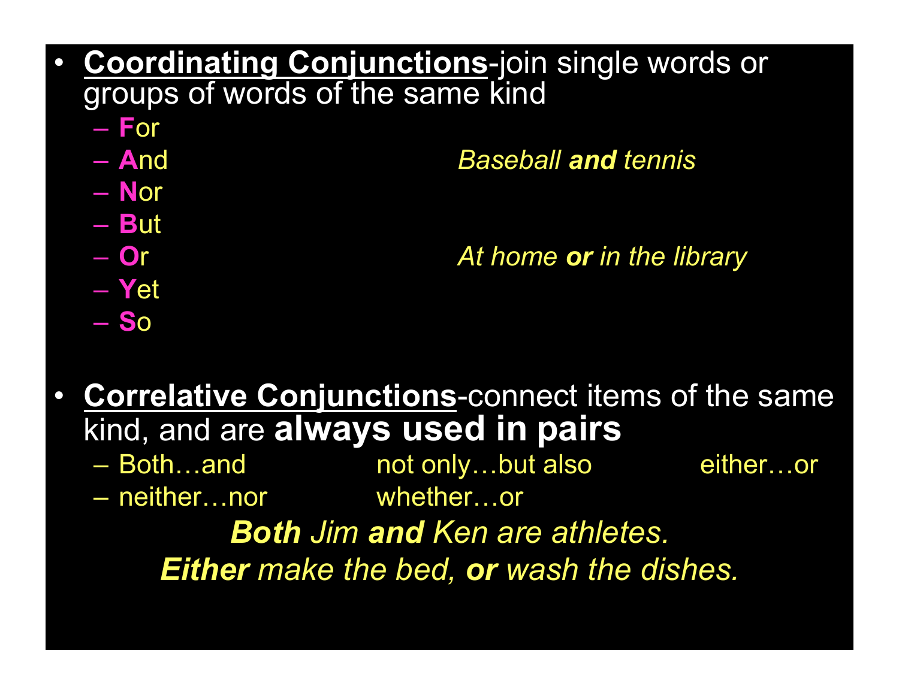- **Coordinating Conjunctions**-join single words or groups of words of the same kind
  - **F**or
  - **A**nd — *Baseball **and** tennis*
  - **N**or
  - **B**ut
  - **O**r — *At home **or** in the library*
  - **Y**et
  - **S**o

- **Correlative Conjunctions**-connect items of the same kind, and are **always used in pairs**
  - Both…and  not only…but also  either…or
  - neither…nor  whether…or

*__Both__ Jim __and__ Ken are athletes.*

*__Either__ make the bed, __or__ wash the dishes.*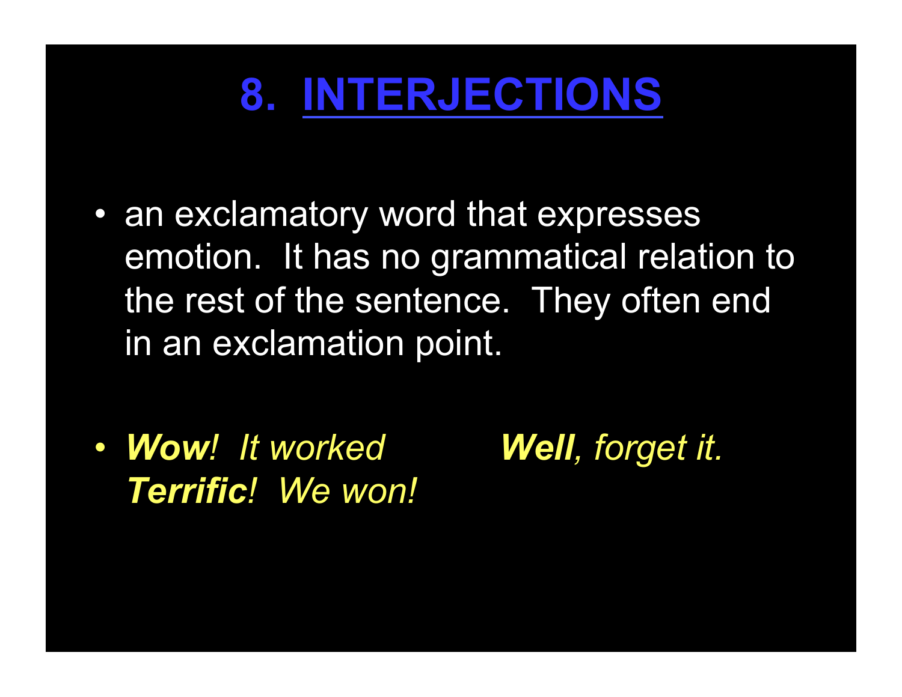# 8. INTERJECTIONS

- an exclamatory word that expresses emotion. It has no grammatical relation to the rest of the sentence. They often end in an exclamation point.

- ***Wow****! It worked* ***Well****, forget it.*
  ***Terrific****! We won!*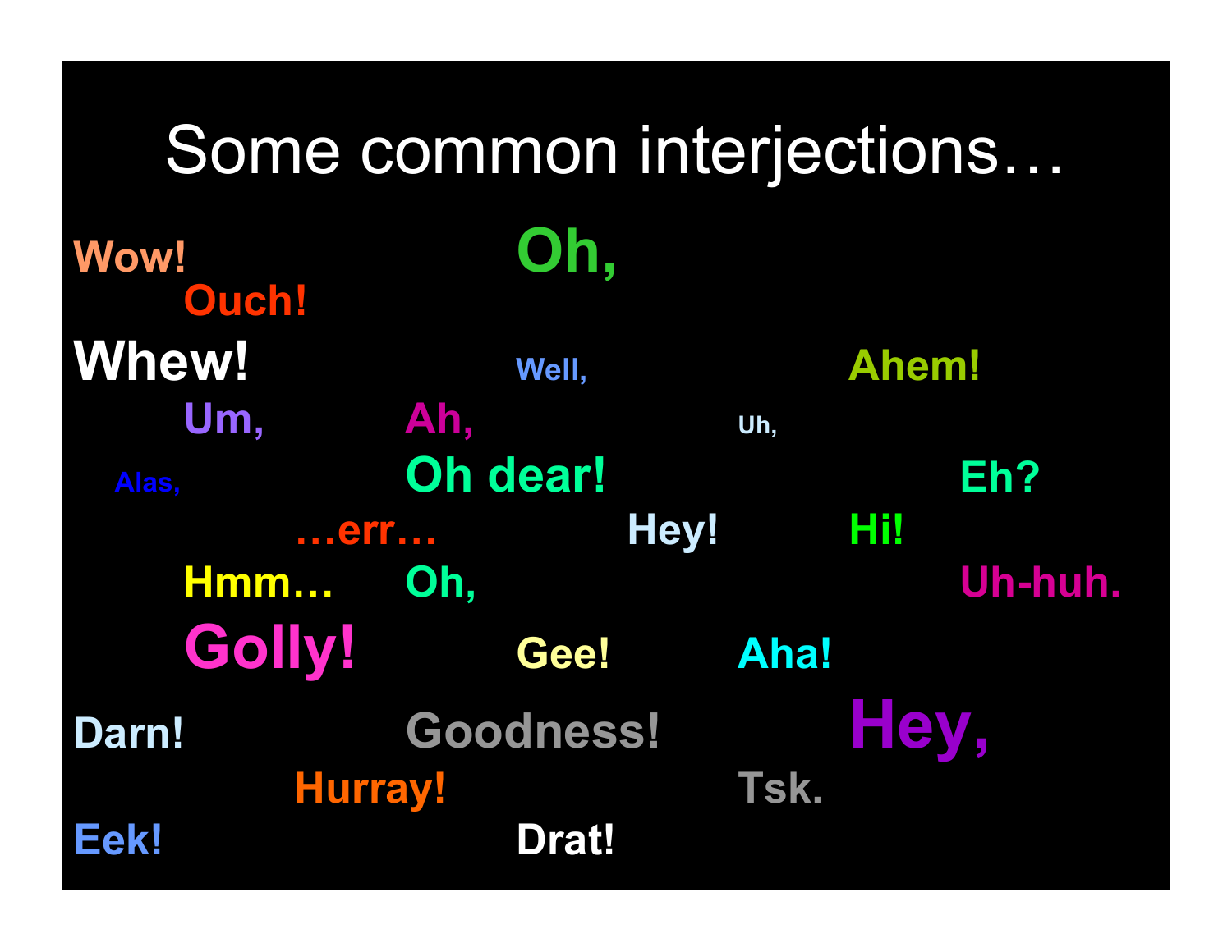# Some common interjections…

Wow!
Oh,
Ouch!
Whew!
Well,
Ahem!
Um,
Ah,
Uh,
Alas,
Oh dear!
Eh?
…err…
Hey!
Hi!
Hmm…
Oh,
Uh-huh.
Golly!
Gee!
Aha!
Darn!
Goodness!
Hey,
Hurray!
Tsk.
Eek!
Drat!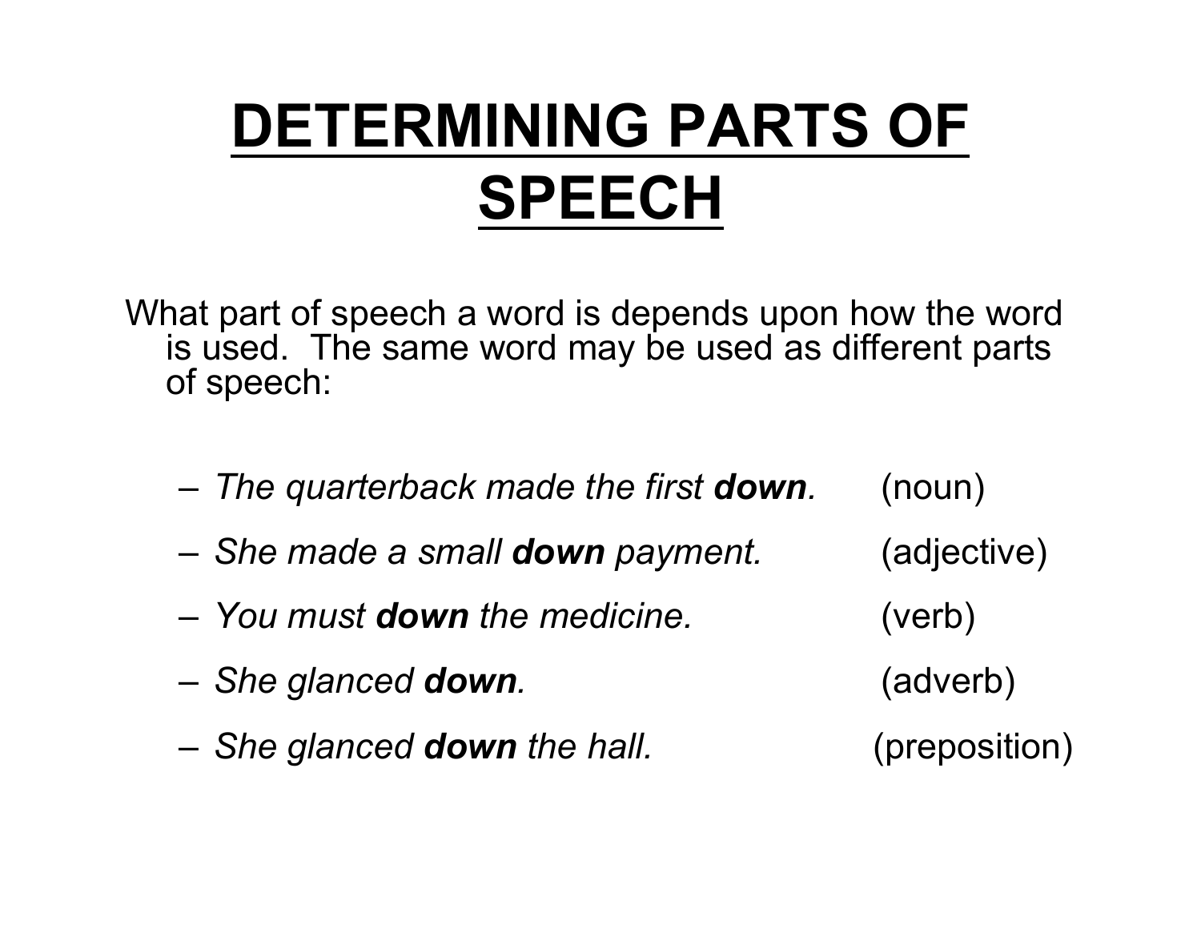# DETERMINING PARTS OF SPEECH

What part of speech a word is depends upon how the word is used. The same word may be used as different parts of speech:

- *The quarterback made the first* ***down****.* (noun)
- *She made a small* ***down*** *payment.* (adjective)
- *You must* ***down*** *the medicine.* (verb)
- *She glanced* ***down****.* (adverb)
- *She glanced* ***down*** *the hall.* (preposition)